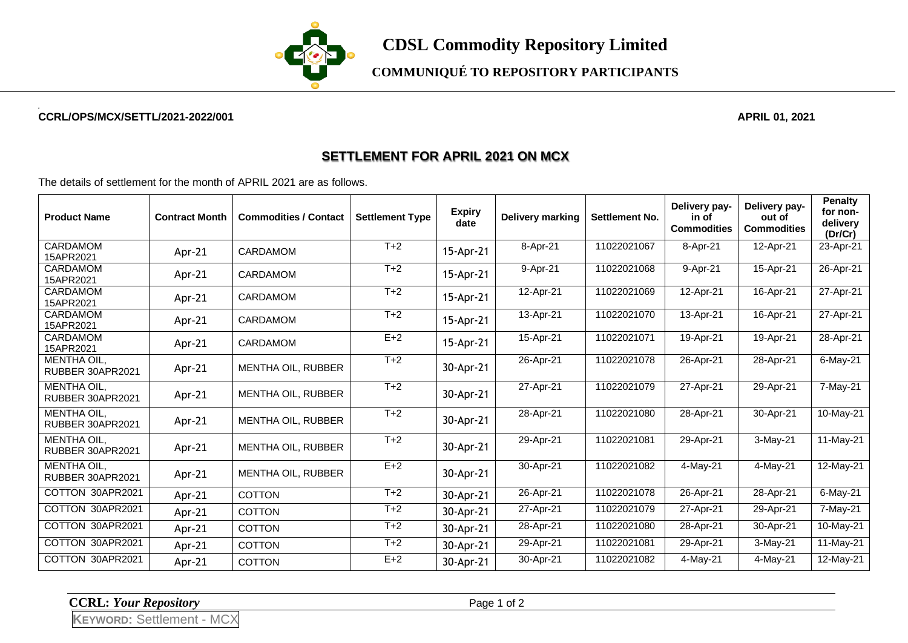# CDSL Commodity Repository Limited

## COMMUNIQUÉ TO REPOSITORY PARTICIPANTS

**CCRL/OPS/MCX/SETTL/2021-2022/001**

**APRIL 01, 2021**

## SETTLEMENT FOR APRIL 2021 ON MCX

The details of settlement for the month of APRIL 2021 are as follows.

| Product Name | Contract Month | Commodities / Contact | Settlement Type | Expiry date | Delivery marking | Settlement No. | Delivery pay-in of Commodities | Delivery pay-out of Commodities | Penalty for non-delivery (Dr/Cr) |
|---|---|---|---|---|---|---|---|---|---|
| CARDAMOM 15APR2021 | Apr-21 | CARDAMOM | T+2 | 15-Apr-21 | 8-Apr-21 | 11022021067 | 8-Apr-21 | 12-Apr-21 | 23-Apr-21 |
| CARDAMOM 15APR2021 | Apr-21 | CARDAMOM | T+2 | 15-Apr-21 | 9-Apr-21 | 11022021068 | 9-Apr-21 | 15-Apr-21 | 26-Apr-21 |
| CARDAMOM 15APR2021 | Apr-21 | CARDAMOM | T+2 | 15-Apr-21 | 12-Apr-21 | 11022021069 | 12-Apr-21 | 16-Apr-21 | 27-Apr-21 |
| CARDAMOM 15APR2021 | Apr-21 | CARDAMOM | T+2 | 15-Apr-21 | 13-Apr-21 | 11022021070 | 13-Apr-21 | 16-Apr-21 | 27-Apr-21 |
| CARDAMOM 15APR2021 | Apr-21 | CARDAMOM | E+2 | 15-Apr-21 | 15-Apr-21 | 11022021071 | 19-Apr-21 | 19-Apr-21 | 28-Apr-21 |
| MENTHA OIL, RUBBER 30APR2021 | Apr-21 | MENTHA OIL, RUBBER | T+2 | 30-Apr-21 | 26-Apr-21 | 11022021078 | 26-Apr-21 | 28-Apr-21 | 6-May-21 |
| MENTHA OIL, RUBBER 30APR2021 | Apr-21 | MENTHA OIL, RUBBER | T+2 | 30-Apr-21 | 27-Apr-21 | 11022021079 | 27-Apr-21 | 29-Apr-21 | 7-May-21 |
| MENTHA OIL, RUBBER 30APR2021 | Apr-21 | MENTHA OIL, RUBBER | T+2 | 30-Apr-21 | 28-Apr-21 | 11022021080 | 28-Apr-21 | 30-Apr-21 | 10-May-21 |
| MENTHA OIL, RUBBER 30APR2021 | Apr-21 | MENTHA OIL, RUBBER | T+2 | 30-Apr-21 | 29-Apr-21 | 11022021081 | 29-Apr-21 | 3-May-21 | 11-May-21 |
| MENTHA OIL, RUBBER 30APR2021 | Apr-21 | MENTHA OIL, RUBBER | E+2 | 30-Apr-21 | 30-Apr-21 | 11022021082 | 4-May-21 | 4-May-21 | 12-May-21 |
| COTTON 30APR2021 | Apr-21 | COTTON | T+2 | 30-Apr-21 | 26-Apr-21 | 11022021078 | 26-Apr-21 | 28-Apr-21 | 6-May-21 |
| COTTON 30APR2021 | Apr-21 | COTTON | T+2 | 30-Apr-21 | 27-Apr-21 | 11022021079 | 27-Apr-21 | 29-Apr-21 | 7-May-21 |
| COTTON 30APR2021 | Apr-21 | COTTON | T+2 | 30-Apr-21 | 28-Apr-21 | 11022021080 | 28-Apr-21 | 30-Apr-21 | 10-May-21 |
| COTTON 30APR2021 | Apr-21 | COTTON | T+2 | 30-Apr-21 | 29-Apr-21 | 11022021081 | 29-Apr-21 | 3-May-21 | 11-May-21 |
| COTTON 30APR2021 | Apr-21 | COTTON | E+2 | 30-Apr-21 | 30-Apr-21 | 11022021082 | 4-May-21 | 4-May-21 | 12-May-21 |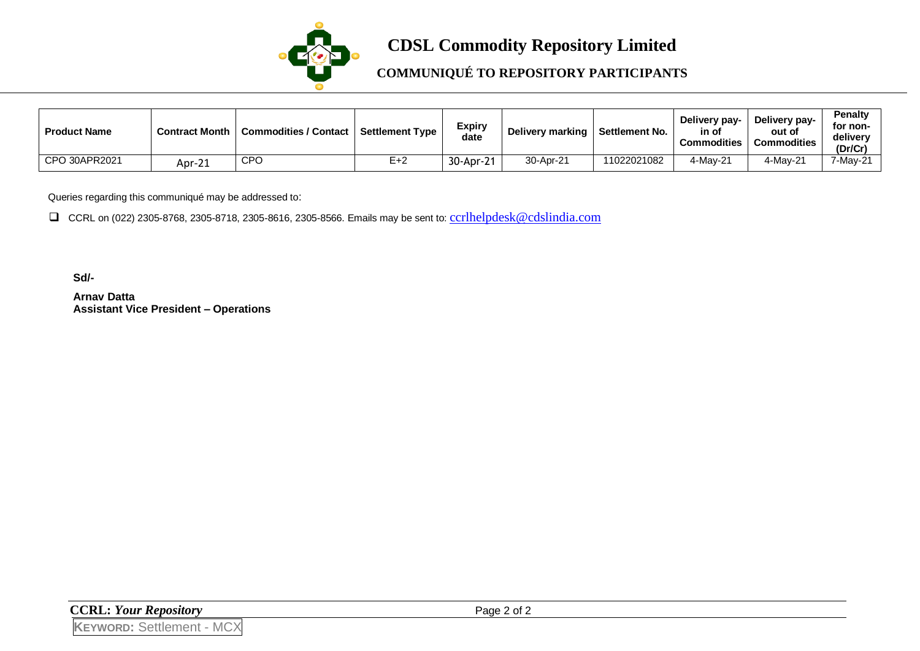# CDSL Commodity Repository Limited

## COMMUNIQUÉ TO REPOSITORY PARTICIPANTS

| Product Name | Contract Month | Commodities / Contact | Settlement Type | Expiry date | Delivery marking | Settlement No. | Delivery pay-in of Commodities | Delivery pay-out of Commodities | Penalty for non-delivery (Dr/Cr) |
|---|---|---|---|---|---|---|---|---|---|
| CPO 30APR2021 | Apr-21 | CPO | E+2 | 30-Apr-21 | 30-Apr-21 | 11022021082 | 4-May-21 | 4-May-21 | 7-May-21 |

Queries regarding this communiqué may be addressed to:

- CCRL on (022) 2305-8768, 2305-8718, 2305-8616, 2305-8566. Emails may be sent to: ccrlhelpdesk@cdslindia.com

**Sd/-**

**Arnav Datta**
**Assistant Vice President – Operations**

**KEYWORD:** Settlement - MCX